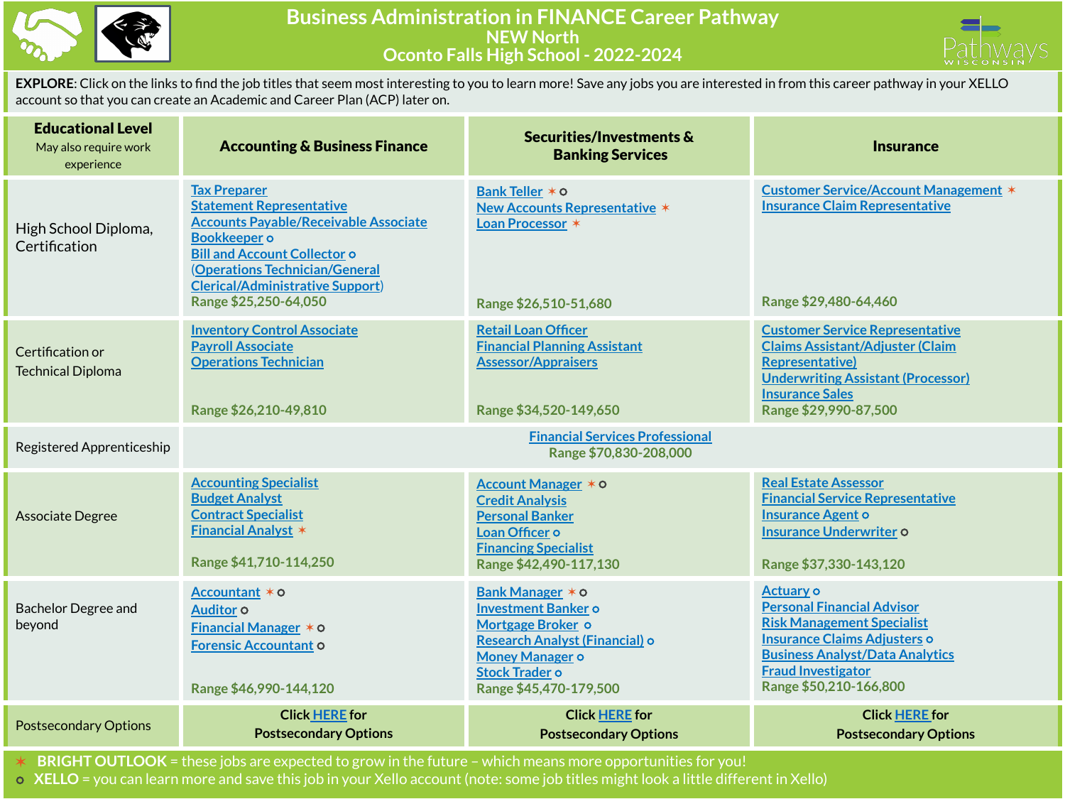# Business Administration in FINANCE Career Pathway
## NEW North
## Oconto Falls High School - 2022-2024

**EXPLORE**: Click on the links to find the job titles that seem most interesting to you to learn more! Save any jobs you are interested in from this career pathway in your XELLO account so that you can create an Academic and Career Plan (ACP) later on.

| **Educational Level** May also require work experience | **Accounting & Business Finance** | **Securities/Investments & Banking Services** | **Insurance** |
|---|---|---|---|
| High School Diploma, Certification | Tax Preparer<br>Statement Representative<br>Accounts Payable/Receivable Associate<br>Bookkeeper o<br>Bill and Account Collector o<br>(Operations Technician/General Clerical/Administrative Support)<br>Range $25,250-64,050 | Bank Teller * o<br>New Accounts Representative *<br>Loan Processor *<br>Range $26,510-51,680 | Customer Service/Account Management *<br>Insurance Claim Representative<br>Range $29,480-64,460 |
| Certification or Technical Diploma | Inventory Control Associate<br>Payroll Associate<br>Operations Technician<br>Range $26,210-49,810 | Retail Loan Officer<br>Financial Planning Assistant<br>Assessor/Appraisers<br>Range $34,520-149,650 | Customer Service Representative<br>Claims Assistant/Adjuster (Claim Representative)<br>Underwriting Assistant (Processor)<br>Insurance Sales<br>Range $29,990-87,500 |
| Registered Apprenticeship | Financial Services Professional<br>Range $70,830-208,000 | | |
| Associate Degree | Accounting Specialist<br>Budget Analyst<br>Contract Specialist<br>Financial Analyst *<br>Range $41,710-114,250 | Account Manager * o<br>Credit Analysis<br>Personal Banker<br>Loan Officer o<br>Financing Specialist<br>Range $42,490-117,130 | Real Estate Assessor<br>Financial Service Representative<br>Insurance Agent o<br>Insurance Underwriter o<br>Range $37,330-143,120 |
| Bachelor Degree and beyond | Accountant * o<br>Auditor o<br>Financial Manager * o<br>Forensic Accountant o<br>Range $46,990-144,120 | Bank Manager * o<br>Investment Banker o<br>Mortgage Broker o<br>Research Analyst (Financial) o<br>Money Manager o<br>Stock Trader o<br>Range $45,470-179,500 | Actuary o<br>Personal Financial Advisor<br>Risk Management Specialist<br>Insurance Claims Adjusters o<br>Business Analyst/Data Analytics<br>Fraud Investigator<br>Range $50,210-166,800 |
| Postsecondary Options | Click HERE for Postsecondary Options | Click HERE for Postsecondary Options | Click HERE for Postsecondary Options |

\* **BRIGHT OUTLOOK** = these jobs are expected to grow in the future – which means more opportunities for you!

o **XELLO** = you can learn more and save this job in your Xello account (note: some job titles might look a little different in Xello)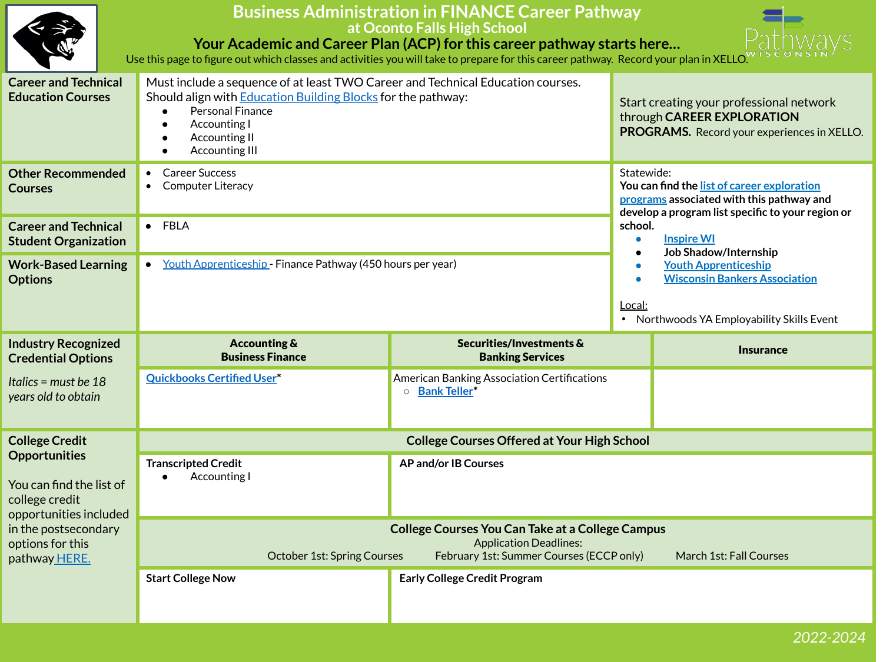# Business Administration in FINANCE Career Pathway

## at Oconto Falls High School

### Your Academic and Career Plan (ACP) for this career pathway starts here…

Use this page to figure out which classes and activities you will take to prepare for this career pathway. Record your plan in XELLO.

Pathways WISCONSIN

| | | |
|---|---|---|
| **Career and Technical Education Courses** | Must include a sequence of at least TWO Career and Technical Education courses. Should align with Education Building Blocks for the pathway:<br>• Personal Finance<br>• Accounting I<br>• Accounting II<br>• Accounting III | Start creating your professional network through **CAREER EXPLORATION PROGRAMS.** Record your experiences in XELLO. |
| **Other Recommended Courses** | • Career Success<br>• Computer Literacy | Statewide:<br>**You can find the list of career exploration programs associated with this pathway and develop a program list specific to your region or school.**<br>• Inspire WI<br>• Job Shadow/Internship<br>• Youth Apprenticeship<br>• Wisconsin Bankers Association<br><br>Local:<br>• Northwoods YA Employability Skills Event |
| **Career and Technical Student Organization** | • FBLA | |
| **Work-Based Learning Options** | • Youth Apprenticeship - Finance Pathway (450 hours per year) | |

| **Industry Recognized Credential Options**<br>*Italics = must be 18 years old to obtain* | **Accounting & Business Finance** | **Securities/Investments & Banking Services** | **Insurance** |
|---|---|---|---|
| | Quickbooks Certified User* | American Banking Association Certifications<br>○ Bank Teller* | |

| **College Credit Opportunities**<br><br>You can find the list of college credit opportunities included in the postsecondary options for this pathway HERE. | **College Courses Offered at Your High School** | |
|---|---|---|
| | **Transcripted Credit**<br>• Accounting I | **AP and/or IB Courses** |
| | **College Courses You Can Take at a College Campus**<br>Application Deadlines:<br>October 1st: Spring Courses February 1st: Summer Courses (ECCP only) March 1st: Fall Courses | |
| | **Start College Now** | **Early College Credit Program** |

*2022-2024*